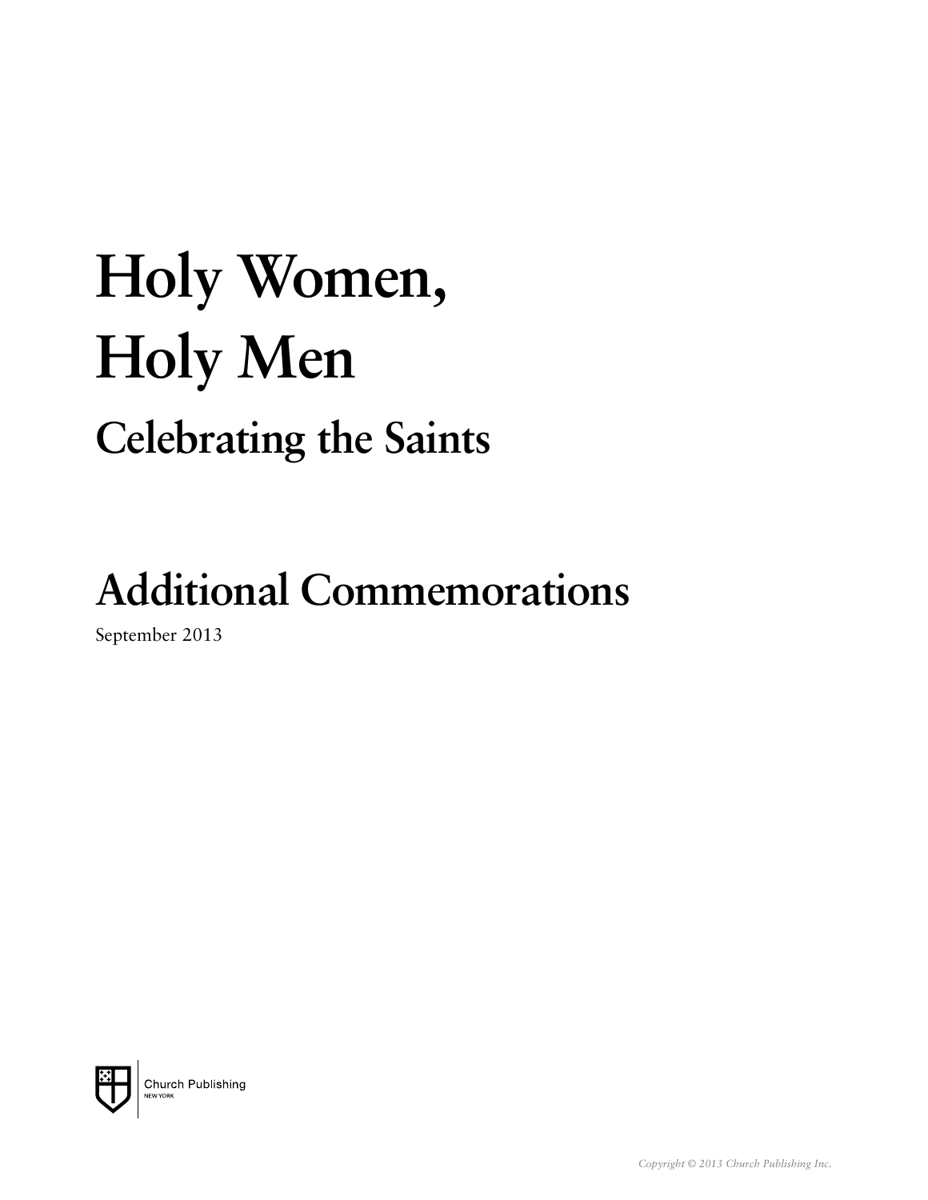# Holy Women, Holy Men

## Celebrating the Saints

## Additional Commemorations

September 2013

Church Publishing
NEW YORK

*Copyright © 2013 Church Publishing Inc.*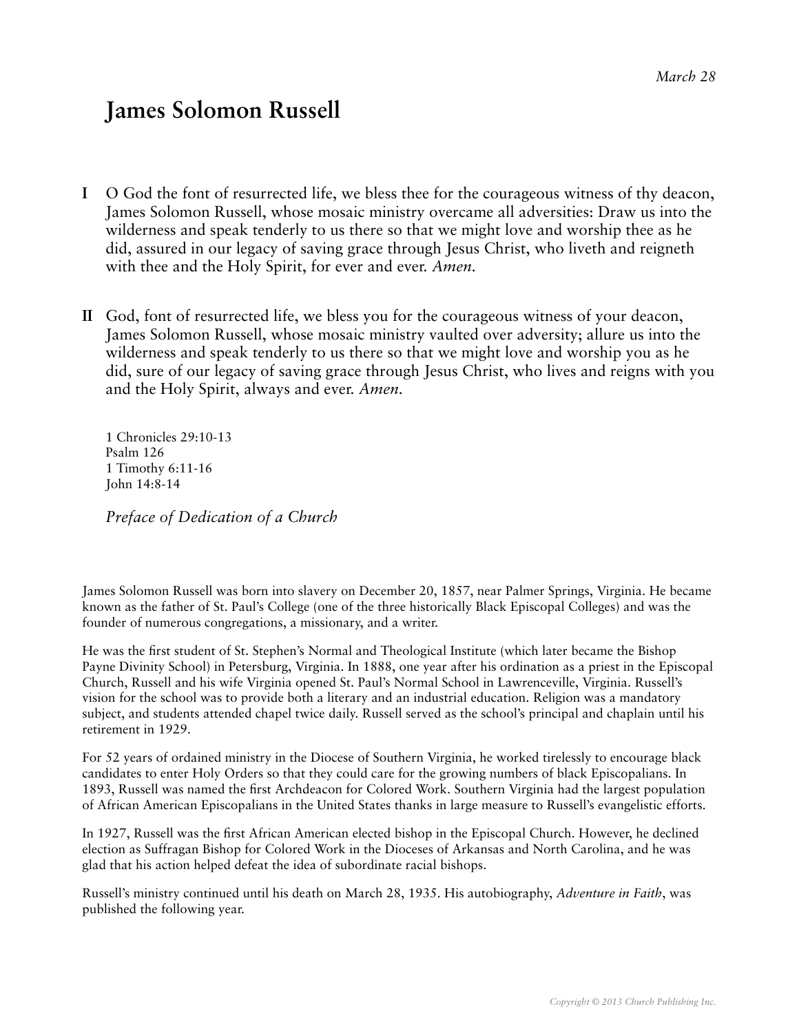*March 28*

# James Solomon Russell

**I** O God the font of resurrected life, we bless thee for the courageous witness of thy deacon, James Solomon Russell, whose mosaic ministry overcame all adversities: Draw us into the wilderness and speak tenderly to us there so that we might love and worship thee as he did, assured in our legacy of saving grace through Jesus Christ, who liveth and reigneth with thee and the Holy Spirit, for ever and ever. *Amen.*

**II** God, font of resurrected life, we bless you for the courageous witness of your deacon, James Solomon Russell, whose mosaic ministry vaulted over adversity; allure us into the wilderness and speak tenderly to us there so that we might love and worship you as he did, sure of our legacy of saving grace through Jesus Christ, who lives and reigns with you and the Holy Spirit, always and ever. *Amen.*

1 Chronicles 29:10-13
Psalm 126
1 Timothy 6:11-16
John 14:8-14

*Preface of Dedication of a Church*

James Solomon Russell was born into slavery on December 20, 1857, near Palmer Springs, Virginia. He became known as the father of St. Paul's College (one of the three historically Black Episcopal Colleges) and was the founder of numerous congregations, a missionary, and a writer.

He was the first student of St. Stephen's Normal and Theological Institute (which later became the Bishop Payne Divinity School) in Petersburg, Virginia. In 1888, one year after his ordination as a priest in the Episcopal Church, Russell and his wife Virginia opened St. Paul's Normal School in Lawrenceville, Virginia. Russell's vision for the school was to provide both a literary and an industrial education. Religion was a mandatory subject, and students attended chapel twice daily. Russell served as the school's principal and chaplain until his retirement in 1929.

For 52 years of ordained ministry in the Diocese of Southern Virginia, he worked tirelessly to encourage black candidates to enter Holy Orders so that they could care for the growing numbers of black Episcopalians. In 1893, Russell was named the first Archdeacon for Colored Work. Southern Virginia had the largest population of African American Episcopalians in the United States thanks in large measure to Russell's evangelistic efforts.

In 1927, Russell was the first African American elected bishop in the Episcopal Church. However, he declined election as Suffragan Bishop for Colored Work in the Dioceses of Arkansas and North Carolina, and he was glad that his action helped defeat the idea of subordinate racial bishops.

Russell's ministry continued until his death on March 28, 1935. His autobiography, *Adventure in Faith*, was published the following year.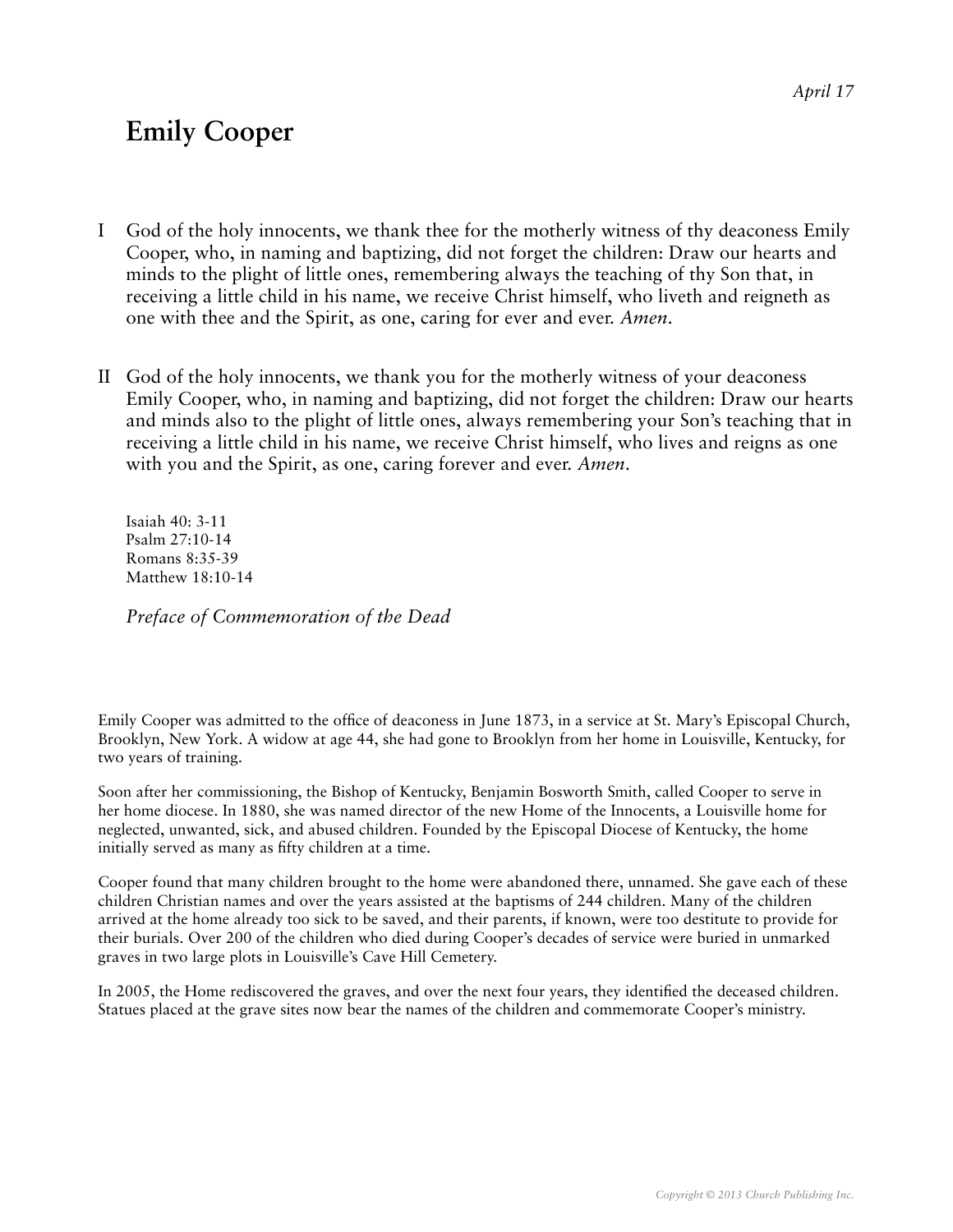April 17

# Emily Cooper

I God of the holy innocents, we thank thee for the motherly witness of thy deaconess Emily Cooper, who, in naming and baptizing, did not forget the children: Draw our hearts and minds to the plight of little ones, remembering always the teaching of thy Son that, in receiving a little child in his name, we receive Christ himself, who liveth and reigneth as one with thee and the Spirit, as one, caring for ever and ever. *Amen*.

II God of the holy innocents, we thank you for the motherly witness of your deaconess Emily Cooper, who, in naming and baptizing, did not forget the children: Draw our hearts and minds also to the plight of little ones, always remembering your Son's teaching that in receiving a little child in his name, we receive Christ himself, who lives and reigns as one with you and the Spirit, as one, caring forever and ever. *Amen*.

Isaiah 40: 3-11
Psalm 27:10-14
Romans 8:35-39
Matthew 18:10-14

*Preface of Commemoration of the Dead*

Emily Cooper was admitted to the office of deaconess in June 1873, in a service at St. Mary's Episcopal Church, Brooklyn, New York. A widow at age 44, she had gone to Brooklyn from her home in Louisville, Kentucky, for two years of training.

Soon after her commissioning, the Bishop of Kentucky, Benjamin Bosworth Smith, called Cooper to serve in her home diocese. In 1880, she was named director of the new Home of the Innocents, a Louisville home for neglected, unwanted, sick, and abused children. Founded by the Episcopal Diocese of Kentucky, the home initially served as many as fifty children at a time.

Cooper found that many children brought to the home were abandoned there, unnamed. She gave each of these children Christian names and over the years assisted at the baptisms of 244 children. Many of the children arrived at the home already too sick to be saved, and their parents, if known, were too destitute to provide for their burials. Over 200 of the children who died during Cooper's decades of service were buried in unmarked graves in two large plots in Louisville's Cave Hill Cemetery.

In 2005, the Home rediscovered the graves, and over the next four years, they identified the deceased children. Statues placed at the grave sites now bear the names of the children and commemorate Cooper's ministry.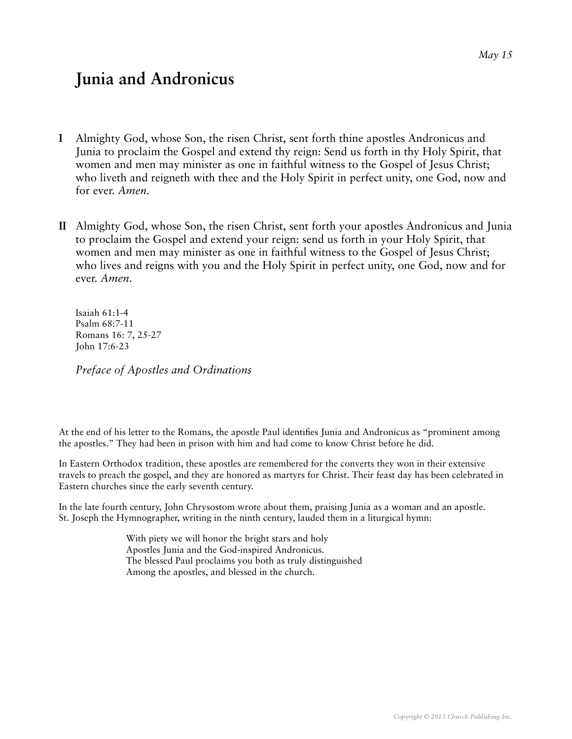*May 15*

# Junia and Andronicus

**I** Almighty God, whose Son, the risen Christ, sent forth thine apostles Andronicus and Junia to proclaim the Gospel and extend thy reign: Send us forth in thy Holy Spirit, that women and men may minister as one in faithful witness to the Gospel of Jesus Christ; who liveth and reigneth with thee and the Holy Spirit in perfect unity, one God, now and for ever. *Amen.*

**II** Almighty God, whose Son, the risen Christ, sent forth your apostles Andronicus and Junia to proclaim the Gospel and extend your reign: send us forth in your Holy Spirit, that women and men may minister as one in faithful witness to the Gospel of Jesus Christ; who lives and reigns with you and the Holy Spirit in perfect unity, one God, now and for ever. *Amen.*

Isaiah 61:1-4
Psalm 68:7-11
Romans 16: 7, 25-27
John 17:6-23

*Preface of Apostles and Ordinations*

At the end of his letter to the Romans, the apostle Paul identifies Junia and Andronicus as "prominent among the apostles." They had been in prison with him and had come to know Christ before he did.

In Eastern Orthodox tradition, these apostles are remembered for the converts they won in their extensive travels to preach the gospel, and they are honored as martyrs for Christ. Their feast day has been celebrated in Eastern churches since the early seventh century.

In the late fourth century, John Chrysostom wrote about them, praising Junia as a woman and an apostle. St. Joseph the Hymnographer, writing in the ninth century, lauded them in a liturgical hymn:

> With piety we will honor the bright stars and holy
> Apostles Junia and the God-inspired Andronicus.
> The blessed Paul proclaims you both as truly distinguished
> Among the apostles, and blessed in the church.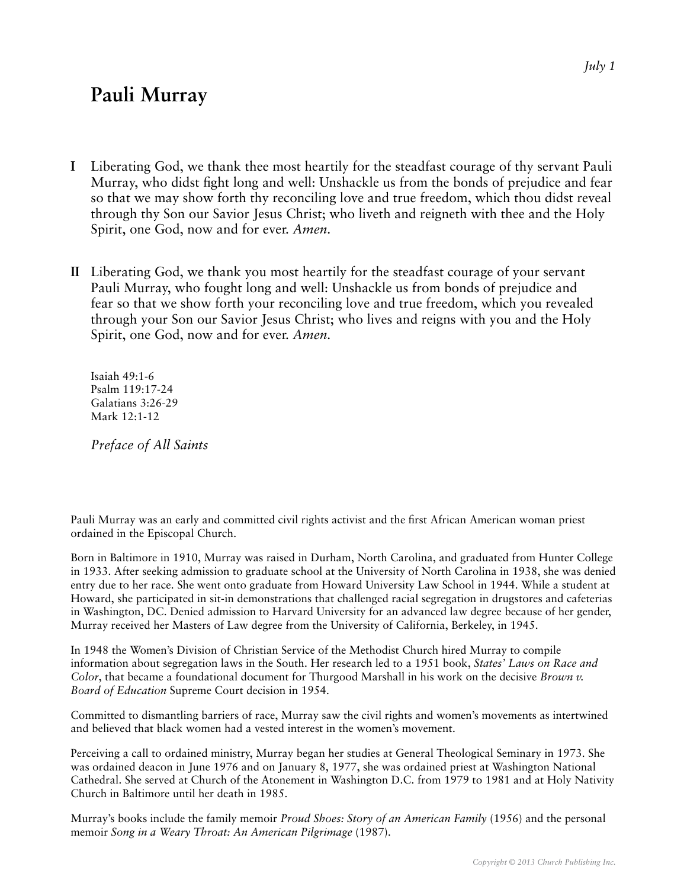*July 1*

# Pauli Murray

**I** Liberating God, we thank thee most heartily for the steadfast courage of thy servant Pauli Murray, who didst fight long and well: Unshackle us from the bonds of prejudice and fear so that we may show forth thy reconciling love and true freedom, which thou didst reveal through thy Son our Savior Jesus Christ; who liveth and reigneth with thee and the Holy Spirit, one God, now and for ever. *Amen.*

**II** Liberating God, we thank you most heartily for the steadfast courage of your servant Pauli Murray, who fought long and well: Unshackle us from bonds of prejudice and fear so that we show forth your reconciling love and true freedom, which you revealed through your Son our Savior Jesus Christ; who lives and reigns with you and the Holy Spirit, one God, now and for ever. *Amen.*

Isaiah 49:1-6
Psalm 119:17-24
Galatians 3:26-29
Mark 12:1-12

*Preface of All Saints*

Pauli Murray was an early and committed civil rights activist and the first African American woman priest ordained in the Episcopal Church.

Born in Baltimore in 1910, Murray was raised in Durham, North Carolina, and graduated from Hunter College in 1933. After seeking admission to graduate school at the University of North Carolina in 1938, she was denied entry due to her race. She went onto graduate from Howard University Law School in 1944. While a student at Howard, she participated in sit-in demonstrations that challenged racial segregation in drugstores and cafeterias in Washington, DC. Denied admission to Harvard University for an advanced law degree because of her gender, Murray received her Masters of Law degree from the University of California, Berkeley, in 1945.

In 1948 the Women's Division of Christian Service of the Methodist Church hired Murray to compile information about segregation laws in the South. Her research led to a 1951 book, *States' Laws on Race and Color*, that became a foundational document for Thurgood Marshall in his work on the decisive *Brown v. Board of Education* Supreme Court decision in 1954.

Committed to dismantling barriers of race, Murray saw the civil rights and women's movements as intertwined and believed that black women had a vested interest in the women's movement.

Perceiving a call to ordained ministry, Murray began her studies at General Theological Seminary in 1973. She was ordained deacon in June 1976 and on January 8, 1977, she was ordained priest at Washington National Cathedral. She served at Church of the Atonement in Washington D.C. from 1979 to 1981 and at Holy Nativity Church in Baltimore until her death in 1985.

Murray's books include the family memoir *Proud Shoes: Story of an American Family* (1956) and the personal memoir *Song in a Weary Throat: An American Pilgrimage* (1987).

Copyright © 2013 Church Publishing Inc.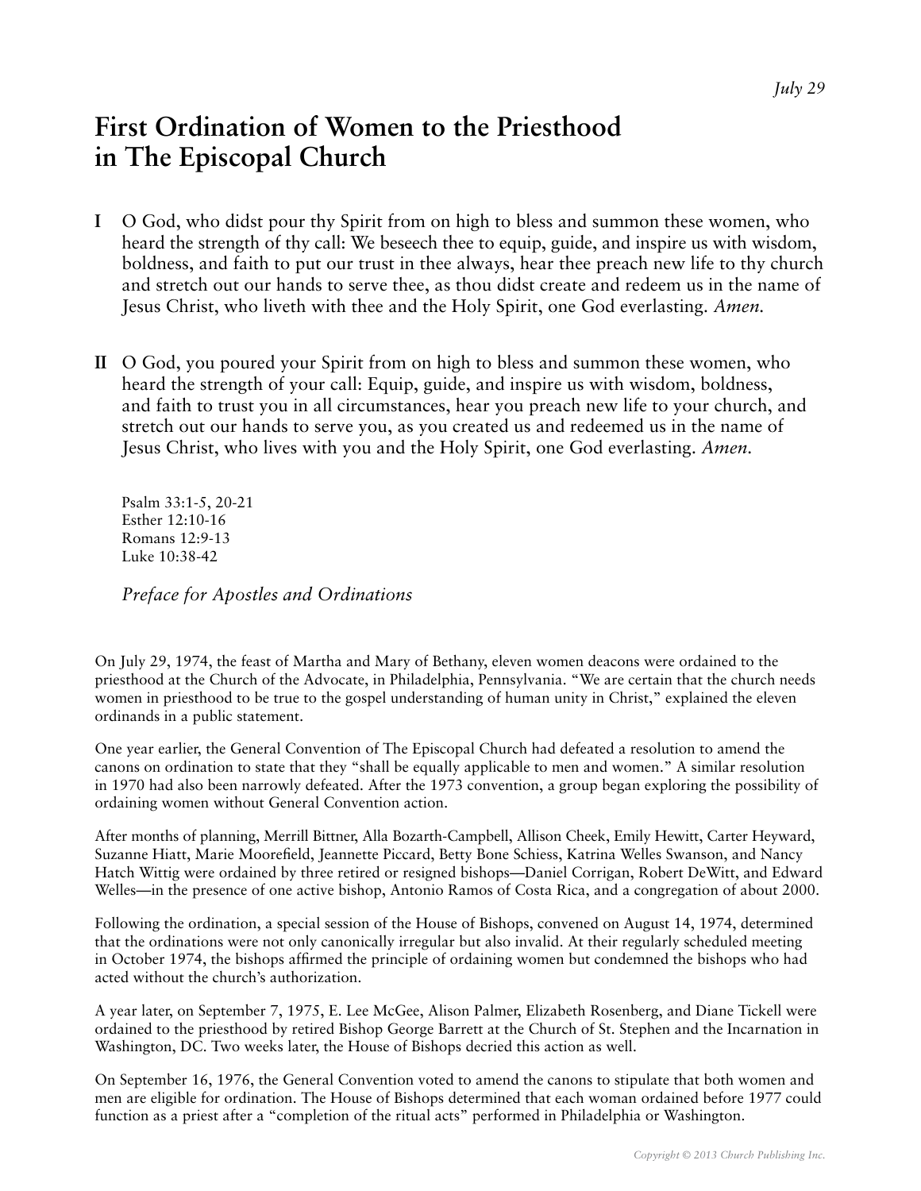*July 29*

# First Ordination of Women to the Priesthood in The Episcopal Church

**I** O God, who didst pour thy Spirit from on high to bless and summon these women, who heard the strength of thy call: We beseech thee to equip, guide, and inspire us with wisdom, boldness, and faith to put our trust in thee always, hear thee preach new life to thy church and stretch out our hands to serve thee, as thou didst create and redeem us in the name of Jesus Christ, who liveth with thee and the Holy Spirit, one God everlasting. *Amen.*

**II** O God, you poured your Spirit from on high to bless and summon these women, who heard the strength of your call: Equip, guide, and inspire us with wisdom, boldness, and faith to trust you in all circumstances, hear you preach new life to your church, and stretch out our hands to serve you, as you created us and redeemed us in the name of Jesus Christ, who lives with you and the Holy Spirit, one God everlasting. *Amen.*

Psalm 33:1-5, 20-21
Esther 12:10-16
Romans 12:9-13
Luke 10:38-42

*Preface for Apostles and Ordinations*

On July 29, 1974, the feast of Martha and Mary of Bethany, eleven women deacons were ordained to the priesthood at the Church of the Advocate, in Philadelphia, Pennsylvania. "We are certain that the church needs women in priesthood to be true to the gospel understanding of human unity in Christ," explained the eleven ordinands in a public statement.

One year earlier, the General Convention of The Episcopal Church had defeated a resolution to amend the canons on ordination to state that they "shall be equally applicable to men and women." A similar resolution in 1970 had also been narrowly defeated. After the 1973 convention, a group began exploring the possibility of ordaining women without General Convention action.

After months of planning, Merrill Bittner, Alla Bozarth-Campbell, Allison Cheek, Emily Hewitt, Carter Heyward, Suzanne Hiatt, Marie Moorefield, Jeannette Piccard, Betty Bone Schiess, Katrina Welles Swanson, and Nancy Hatch Wittig were ordained by three retired or resigned bishops—Daniel Corrigan, Robert DeWitt, and Edward Welles—in the presence of one active bishop, Antonio Ramos of Costa Rica, and a congregation of about 2000.

Following the ordination, a special session of the House of Bishops, convened on August 14, 1974, determined that the ordinations were not only canonically irregular but also invalid. At their regularly scheduled meeting in October 1974, the bishops affirmed the principle of ordaining women but condemned the bishops who had acted without the church's authorization.

A year later, on September 7, 1975, E. Lee McGee, Alison Palmer, Elizabeth Rosenberg, and Diane Tickell were ordained to the priesthood by retired Bishop George Barrett at the Church of St. Stephen and the Incarnation in Washington, DC. Two weeks later, the House of Bishops decried this action as well.

On September 16, 1976, the General Convention voted to amend the canons to stipulate that both women and men are eligible for ordination. The House of Bishops determined that each woman ordained before 1977 could function as a priest after a "completion of the ritual acts" performed in Philadelphia or Washington.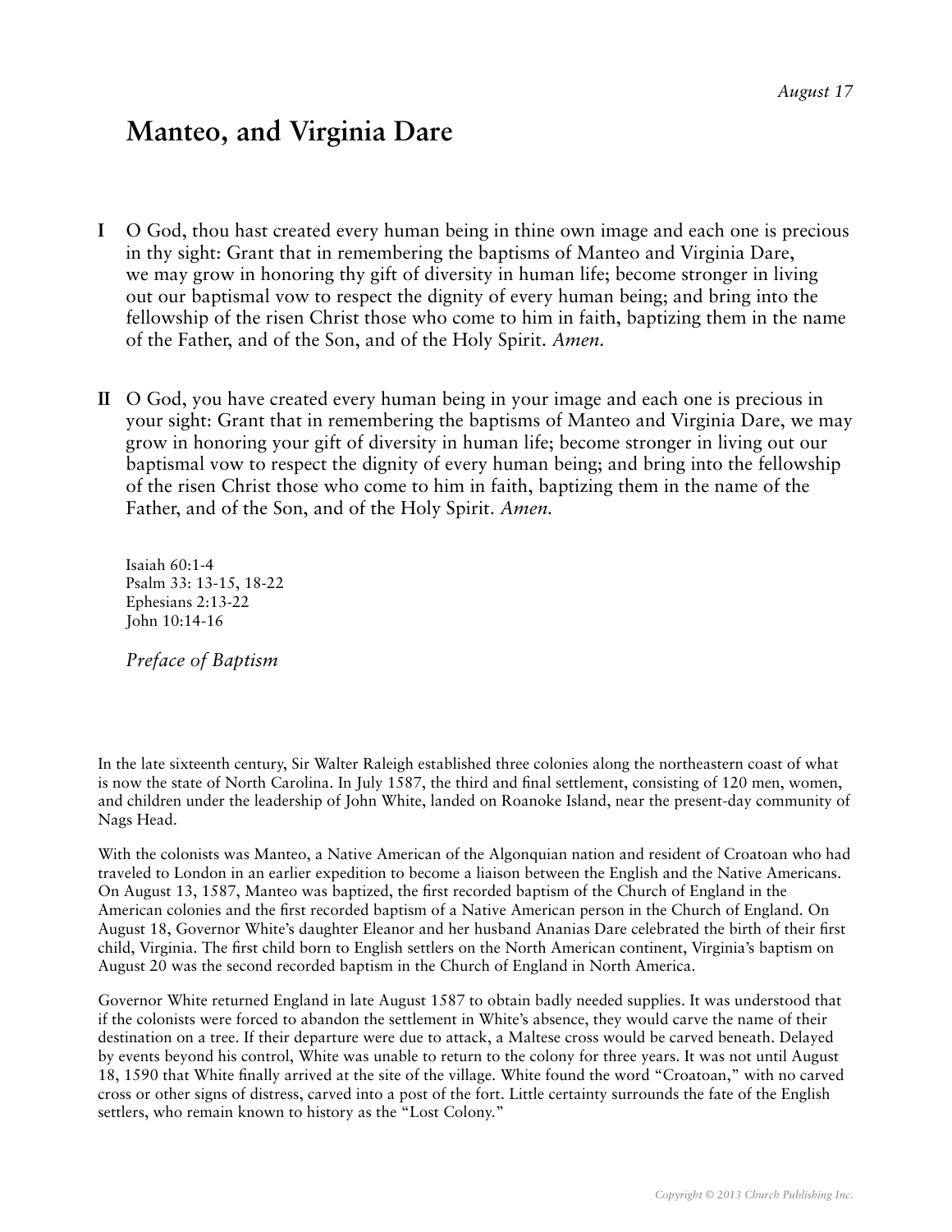*August 17*

# Manteo, and Virginia Dare

**I** O God, thou hast created every human being in thine own image and each one is precious in thy sight: Grant that in remembering the baptisms of Manteo and Virginia Dare, we may grow in honoring thy gift of diversity in human life; become stronger in living out our baptismal vow to respect the dignity of every human being; and bring into the fellowship of the risen Christ those who come to him in faith, baptizing them in the name of the Father, and of the Son, and of the Holy Spirit. *Amen.*

**II** O God, you have created every human being in your image and each one is precious in your sight: Grant that in remembering the baptisms of Manteo and Virginia Dare, we may grow in honoring your gift of diversity in human life; become stronger in living out our baptismal vow to respect the dignity of every human being; and bring into the fellowship of the risen Christ those who come to him in faith, baptizing them in the name of the Father, and of the Son, and of the Holy Spirit. *Amen.*

Isaiah 60:1-4
Psalm 33: 13-15, 18-22
Ephesians 2:13-22
John 10:14-16

*Preface of Baptism*

In the late sixteenth century, Sir Walter Raleigh established three colonies along the northeastern coast of what is now the state of North Carolina. In July 1587, the third and final settlement, consisting of 120 men, women, and children under the leadership of John White, landed on Roanoke Island, near the present-day community of Nags Head.

With the colonists was Manteo, a Native American of the Algonquian nation and resident of Croatoan who had traveled to London in an earlier expedition to become a liaison between the English and the Native Americans. On August 13, 1587, Manteo was baptized, the first recorded baptism of the Church of England in the American colonies and the first recorded baptism of a Native American person in the Church of England. On August 18, Governor White's daughter Eleanor and her husband Ananias Dare celebrated the birth of their first child, Virginia. The first child born to English settlers on the North American continent, Virginia's baptism on August 20 was the second recorded baptism in the Church of England in North America.

Governor White returned England in late August 1587 to obtain badly needed supplies. It was understood that if the colonists were forced to abandon the settlement in White's absence, they would carve the name of their destination on a tree. If their departure were due to attack, a Maltese cross would be carved beneath. Delayed by events beyond his control, White was unable to return to the colony for three years. It was not until August 18, 1590 that White finally arrived at the site of the village. White found the word "Croatoan," with no carved cross or other signs of distress, carved into a post of the fort. Little certainty surrounds the fate of the English settlers, who remain known to history as the "Lost Colony."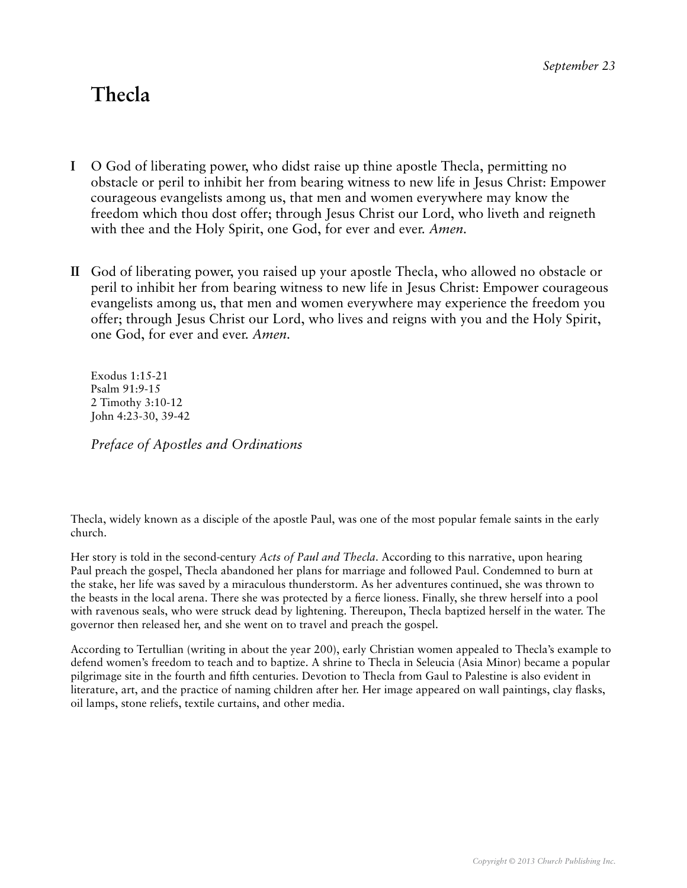*September 23*

# Thecla

**I** O God of liberating power, who didst raise up thine apostle Thecla, permitting no obstacle or peril to inhibit her from bearing witness to new life in Jesus Christ: Empower courageous evangelists among us, that men and women everywhere may know the freedom which thou dost offer; through Jesus Christ our Lord, who liveth and reigneth with thee and the Holy Spirit, one God, for ever and ever. *Amen.*

**II** God of liberating power, you raised up your apostle Thecla, who allowed no obstacle or peril to inhibit her from bearing witness to new life in Jesus Christ: Empower courageous evangelists among us, that men and women everywhere may experience the freedom you offer; through Jesus Christ our Lord, who lives and reigns with you and the Holy Spirit, one God, for ever and ever. *Amen.*

Exodus 1:15-21
Psalm 91:9-15
2 Timothy 3:10-12
John 4:23-30, 39-42

*Preface of Apostles and Ordinations*

Thecla, widely known as a disciple of the apostle Paul, was one of the most popular female saints in the early church.

Her story is told in the second-century *Acts of Paul and Thecla*. According to this narrative, upon hearing Paul preach the gospel, Thecla abandoned her plans for marriage and followed Paul. Condemned to burn at the stake, her life was saved by a miraculous thunderstorm. As her adventures continued, she was thrown to the beasts in the local arena. There she was protected by a fierce lioness. Finally, she threw herself into a pool with ravenous seals, who were struck dead by lightening. Thereupon, Thecla baptized herself in the water. The governor then released her, and she went on to travel and preach the gospel.

According to Tertullian (writing in about the year 200), early Christian women appealed to Thecla's example to defend women's freedom to teach and to baptize. A shrine to Thecla in Seleucia (Asia Minor) became a popular pilgrimage site in the fourth and fifth centuries. Devotion to Thecla from Gaul to Palestine is also evident in literature, art, and the practice of naming children after her. Her image appeared on wall paintings, clay flasks, oil lamps, stone reliefs, textile curtains, and other media.